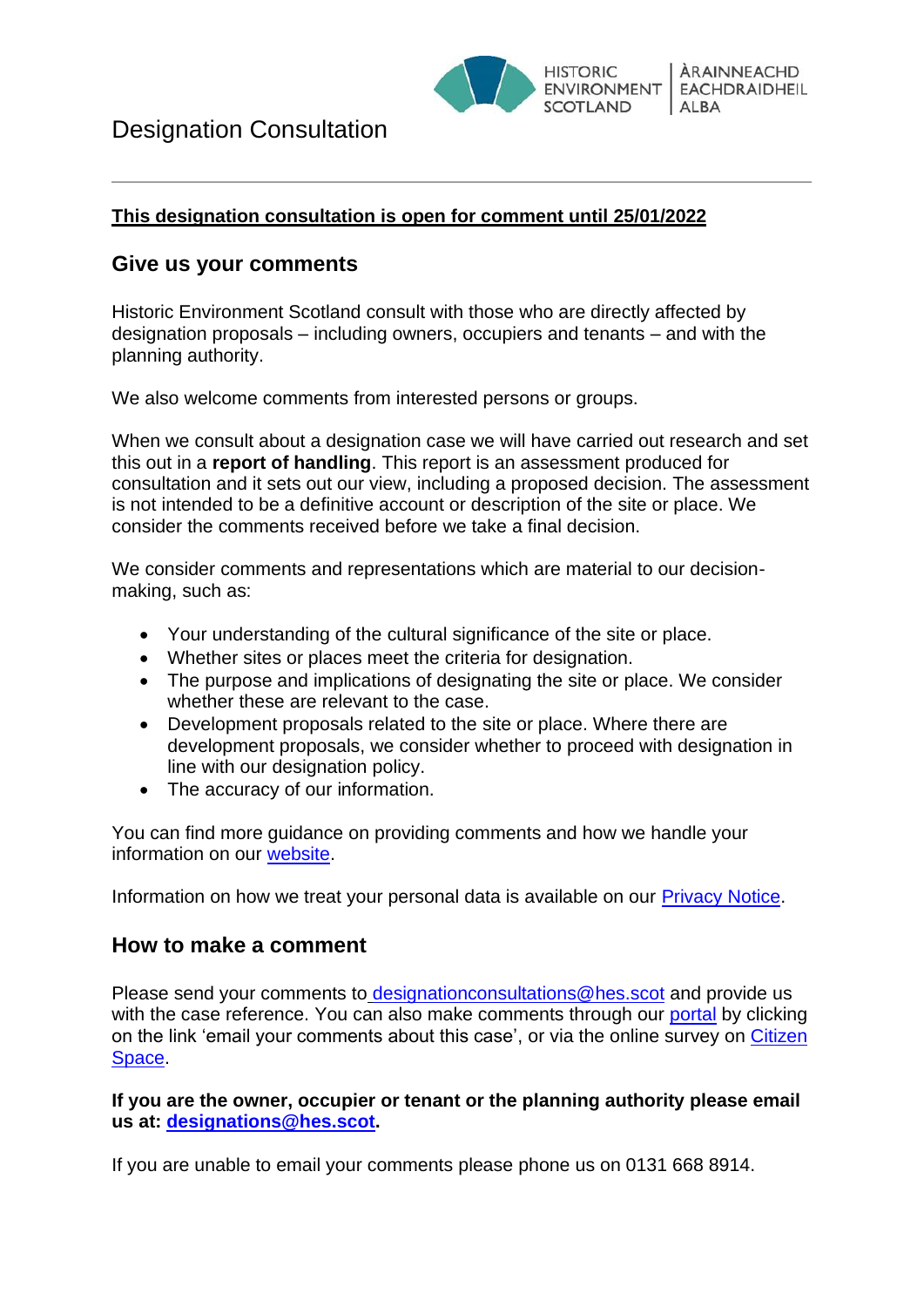HISTORIC ENVIRONMENT SCOTLAND | ÀRAINNEACHD EACHDRAIDHEIL ALBA

# Designation Consultation

---

**This designation consultation is open for comment until 25/01/2022**

## Give us your comments

Historic Environment Scotland consult with those who are directly affected by designation proposals – including owners, occupiers and tenants – and with the planning authority.

We also welcome comments from interested persons or groups.

When we consult about a designation case we will have carried out research and set this out in a **report of handling**. This report is an assessment produced for consultation and it sets out our view, including a proposed decision. The assessment is not intended to be a definitive account or description of the site or place. We consider the comments received before we take a final decision.

We consider comments and representations which are material to our decision-making, such as:

- Your understanding of the cultural significance of the site or place.
- Whether sites or places meet the criteria for designation.
- The purpose and implications of designating the site or place. We consider whether these are relevant to the case.
- Development proposals related to the site or place. Where there are development proposals, we consider whether to proceed with designation in line with our designation policy.
- The accuracy of our information.

You can find more guidance on providing comments and how we handle your information on our website.

Information on how we treat your personal data is available on our Privacy Notice.

## How to make a comment

Please send your comments to designationconsultations@hes.scot and provide us with the case reference. You can also make comments through our portal by clicking on the link 'email your comments about this case', or via the online survey on Citizen Space.

**If you are the owner, occupier or tenant or the planning authority please email us at: designations@hes.scot.**

If you are unable to email your comments please phone us on 0131 668 8914.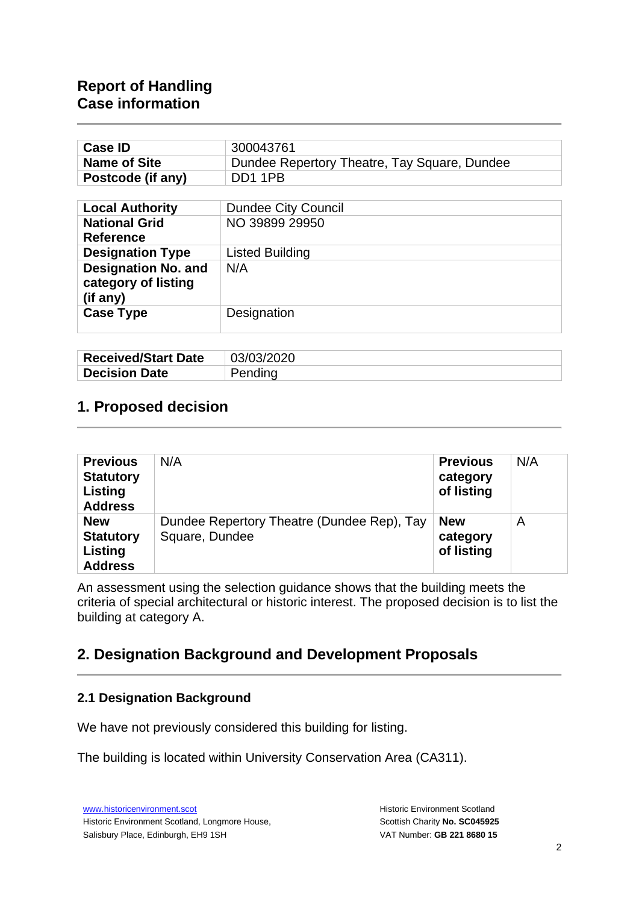# Report of Handling
# Case information

| Case ID | 300043761 |
|---|---|
| Name of Site | Dundee Repertory Theatre, Tay Square, Dundee |
| Postcode (if any) | DD1 1PB |

| Local Authority | Dundee City Council |
|---|---|
| National Grid Reference | NO 39899 29950 |
| Designation Type | Listed Building |
| Designation No. and category of listing (if any) | N/A |
| Case Type | Designation |

| Received/Start Date | 03/03/2020 |
|---|---|
| Decision Date | Pending |

## 1. Proposed decision

| Previous Statutory Listing Address | N/A | Previous category of listing | N/A |
|---|---|---|---|
| New Statutory Listing Address | Dundee Repertory Theatre (Dundee Rep), Tay Square, Dundee | New category of listing | A |

An assessment using the selection guidance shows that the building meets the criteria of special architectural or historic interest. The proposed decision is to list the building at category A.

## 2. Designation Background and Development Proposals

### 2.1 Designation Background

We have not previously considered this building for listing.

The building is located within University Conservation Area (CA311).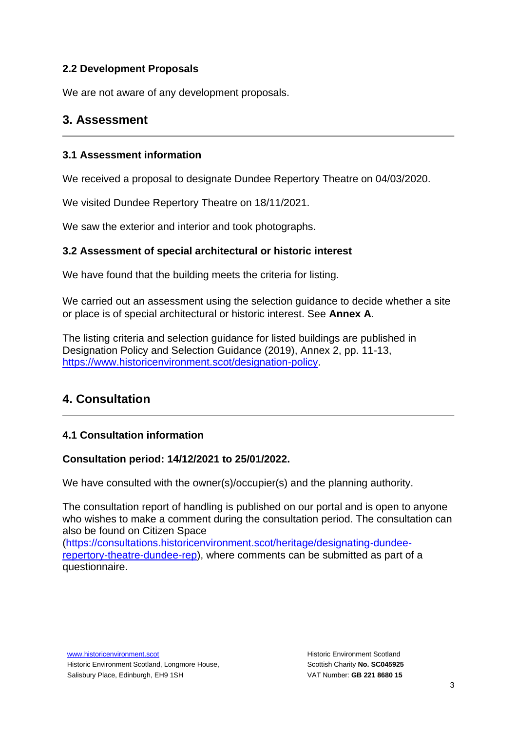### 2.2 Development Proposals

We are not aware of any development proposals.

## 3. Assessment

### 3.1 Assessment information

We received a proposal to designate Dundee Repertory Theatre on 04/03/2020.

We visited Dundee Repertory Theatre on 18/11/2021.

We saw the exterior and interior and took photographs.

### 3.2 Assessment of special architectural or historic interest

We have found that the building meets the criteria for listing.

We carried out an assessment using the selection guidance to decide whether a site or place is of special architectural or historic interest. See **Annex A**.

The listing criteria and selection guidance for listed buildings are published in Designation Policy and Selection Guidance (2019), Annex 2, pp. 11-13, [https://www.historicenvironment.scot/designation-policy](https://www.historicenvironment.scot/designation-policy).

## 4. Consultation

### 4.1 Consultation information

**Consultation period: 14/12/2021 to 25/01/2022.**

We have consulted with the owner(s)/occupier(s) and the planning authority.

The consultation report of handling is published on our portal and is open to anyone who wishes to make a comment during the consultation period. The consultation can also be found on Citizen Space ([https://consultations.historicenvironment.scot/heritage/designating-dundee-repertory-theatre-dundee-rep](https://consultations.historicenvironment.scot/heritage/designating-dundee-repertory-theatre-dundee-rep)), where comments can be submitted as part of a questionnaire.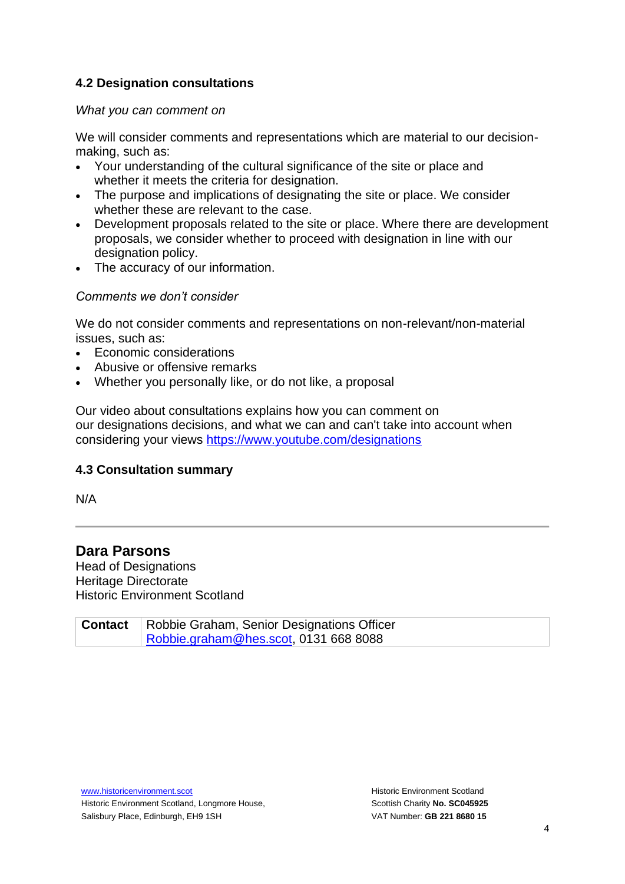### 4.2 Designation consultations

*What you can comment on*

We will consider comments and representations which are material to our decision-making, such as:

- Your understanding of the cultural significance of the site or place and whether it meets the criteria for designation.
- The purpose and implications of designating the site or place. We consider whether these are relevant to the case.
- Development proposals related to the site or place. Where there are development proposals, we consider whether to proceed with designation in line with our designation policy.
- The accuracy of our information.

*Comments we don't consider*

We do not consider comments and representations on non-relevant/non-material issues, such as:

- Economic considerations
- Abusive or offensive remarks
- Whether you personally like, or do not like, a proposal

Our video about consultations explains how you can comment on our designations decisions, and what we can and can't take into account when considering your views [https://www.youtube.com/designations](https://www.youtube.com/designations)

### 4.3 Consultation summary

N/A

---

## Dara Parsons

Head of Designations
Heritage Directorate
Historic Environment Scotland

| **Contact** | Robbie Graham, Senior Designations Officer<br>[Robbie.graham@hes.scot](mailto:Robbie.graham@hes.scot), 0131 668 8088 |
|---|---|

[www.historicenvironment.scot](http://www.historicenvironment.scot)
Historic Environment Scotland, Longmore House, Salisbury Place, Edinburgh, EH9 1SH

Historic Environment Scotland
Scottish Charity **No. SC045925**
VAT Number: **GB 221 8680 15**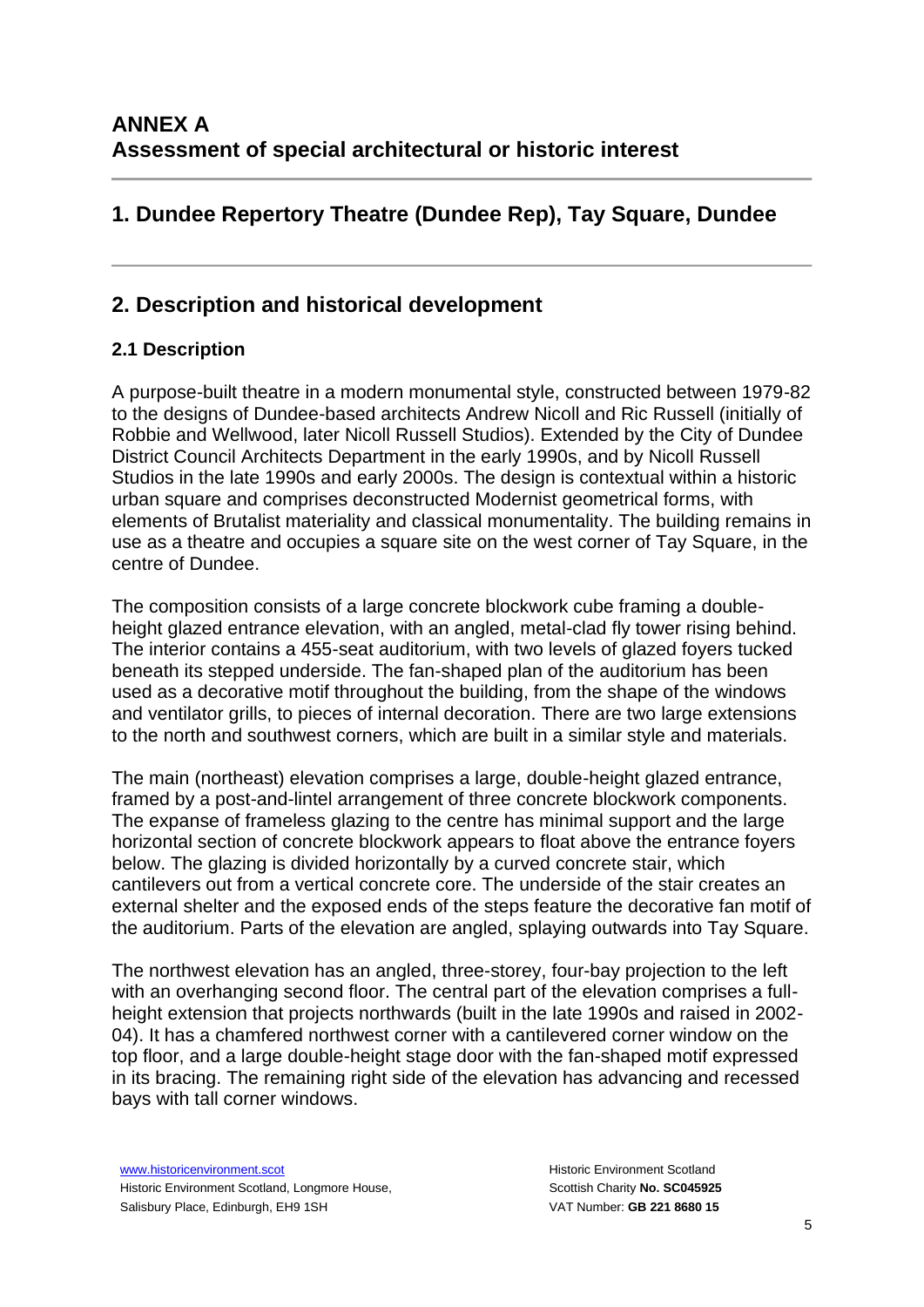## ANNEX A
## Assessment of special architectural or historic interest

## 1. Dundee Repertory Theatre (Dundee Rep), Tay Square, Dundee

## 2. Description and historical development

### 2.1 Description

A purpose-built theatre in a modern monumental style, constructed between 1979-82 to the designs of Dundee-based architects Andrew Nicoll and Ric Russell (initially of Robbie and Wellwood, later Nicoll Russell Studios). Extended by the City of Dundee District Council Architects Department in the early 1990s, and by Nicoll Russell Studios in the late 1990s and early 2000s. The design is contextual within a historic urban square and comprises deconstructed Modernist geometrical forms, with elements of Brutalist materiality and classical monumentality. The building remains in use as a theatre and occupies a square site on the west corner of Tay Square, in the centre of Dundee.

The composition consists of a large concrete blockwork cube framing a double-height glazed entrance elevation, with an angled, metal-clad fly tower rising behind. The interior contains a 455-seat auditorium, with two levels of glazed foyers tucked beneath its stepped underside. The fan-shaped plan of the auditorium has been used as a decorative motif throughout the building, from the shape of the windows and ventilator grills, to pieces of internal decoration. There are two large extensions to the north and southwest corners, which are built in a similar style and materials.

The main (northeast) elevation comprises a large, double-height glazed entrance, framed by a post-and-lintel arrangement of three concrete blockwork components. The expanse of frameless glazing to the centre has minimal support and the large horizontal section of concrete blockwork appears to float above the entrance foyers below. The glazing is divided horizontally by a curved concrete stair, which cantilevers out from a vertical concrete core. The underside of the stair creates an external shelter and the exposed ends of the steps feature the decorative fan motif of the auditorium. Parts of the elevation are angled, splaying outwards into Tay Square.

The northwest elevation has an angled, three-storey, four-bay projection to the left with an overhanging second floor. The central part of the elevation comprises a full-height extension that projects northwards (built in the late 1990s and raised in 2002-04). It has a chamfered northwest corner with a cantilevered corner window on the top floor, and a large double-height stage door with the fan-shaped motif expressed in its bracing. The remaining right side of the elevation has advancing and recessed bays with tall corner windows.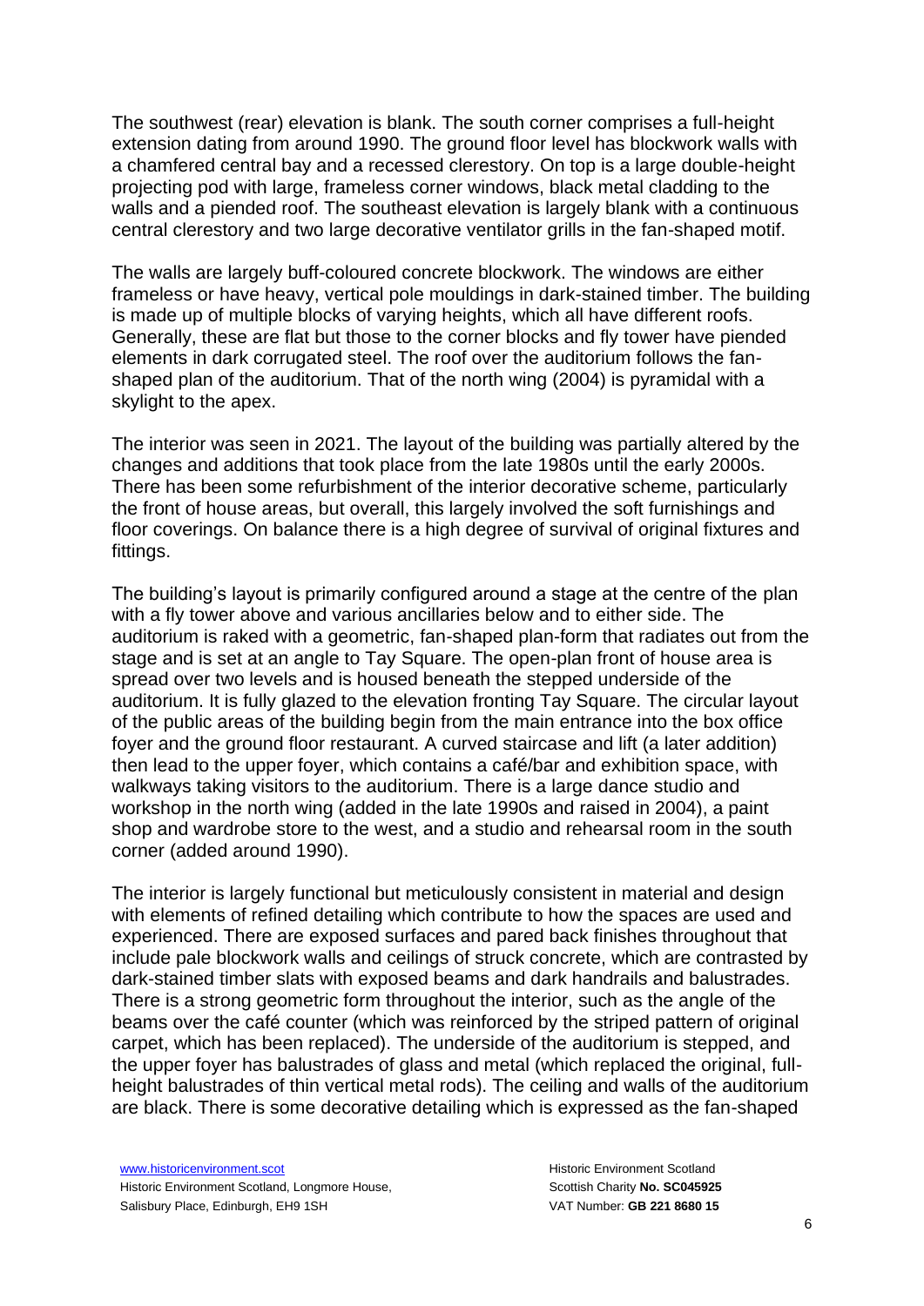The southwest (rear) elevation is blank. The south corner comprises a full-height extension dating from around 1990. The ground floor level has blockwork walls with a chamfered central bay and a recessed clerestory. On top is a large double-height projecting pod with large, frameless corner windows, black metal cladding to the walls and a piended roof. The southeast elevation is largely blank with a continuous central clerestory and two large decorative ventilator grills in the fan-shaped motif.

The walls are largely buff-coloured concrete blockwork. The windows are either frameless or have heavy, vertical pole mouldings in dark-stained timber. The building is made up of multiple blocks of varying heights, which all have different roofs. Generally, these are flat but those to the corner blocks and fly tower have piended elements in dark corrugated steel. The roof over the auditorium follows the fan-shaped plan of the auditorium. That of the north wing (2004) is pyramidal with a skylight to the apex.

The interior was seen in 2021. The layout of the building was partially altered by the changes and additions that took place from the late 1980s until the early 2000s. There has been some refurbishment of the interior decorative scheme, particularly the front of house areas, but overall, this largely involved the soft furnishings and floor coverings. On balance there is a high degree of survival of original fixtures and fittings.

The building's layout is primarily configured around a stage at the centre of the plan with a fly tower above and various ancillaries below and to either side. The auditorium is raked with a geometric, fan-shaped plan-form that radiates out from the stage and is set at an angle to Tay Square. The open-plan front of house area is spread over two levels and is housed beneath the stepped underside of the auditorium. It is fully glazed to the elevation fronting Tay Square. The circular layout of the public areas of the building begin from the main entrance into the box office foyer and the ground floor restaurant. A curved staircase and lift (a later addition) then lead to the upper foyer, which contains a café/bar and exhibition space, with walkways taking visitors to the auditorium. There is a large dance studio and workshop in the north wing (added in the late 1990s and raised in 2004), a paint shop and wardrobe store to the west, and a studio and rehearsal room in the south corner (added around 1990).

The interior is largely functional but meticulously consistent in material and design with elements of refined detailing which contribute to how the spaces are used and experienced. There are exposed surfaces and pared back finishes throughout that include pale blockwork walls and ceilings of struck concrete, which are contrasted by dark-stained timber slats with exposed beams and dark handrails and balustrades. There is a strong geometric form throughout the interior, such as the angle of the beams over the café counter (which was reinforced by the striped pattern of original carpet, which has been replaced). The underside of the auditorium is stepped, and the upper foyer has balustrades of glass and metal (which replaced the original, full-height balustrades of thin vertical metal rods). The ceiling and walls of the auditorium are black. There is some decorative detailing which is expressed as the fan-shaped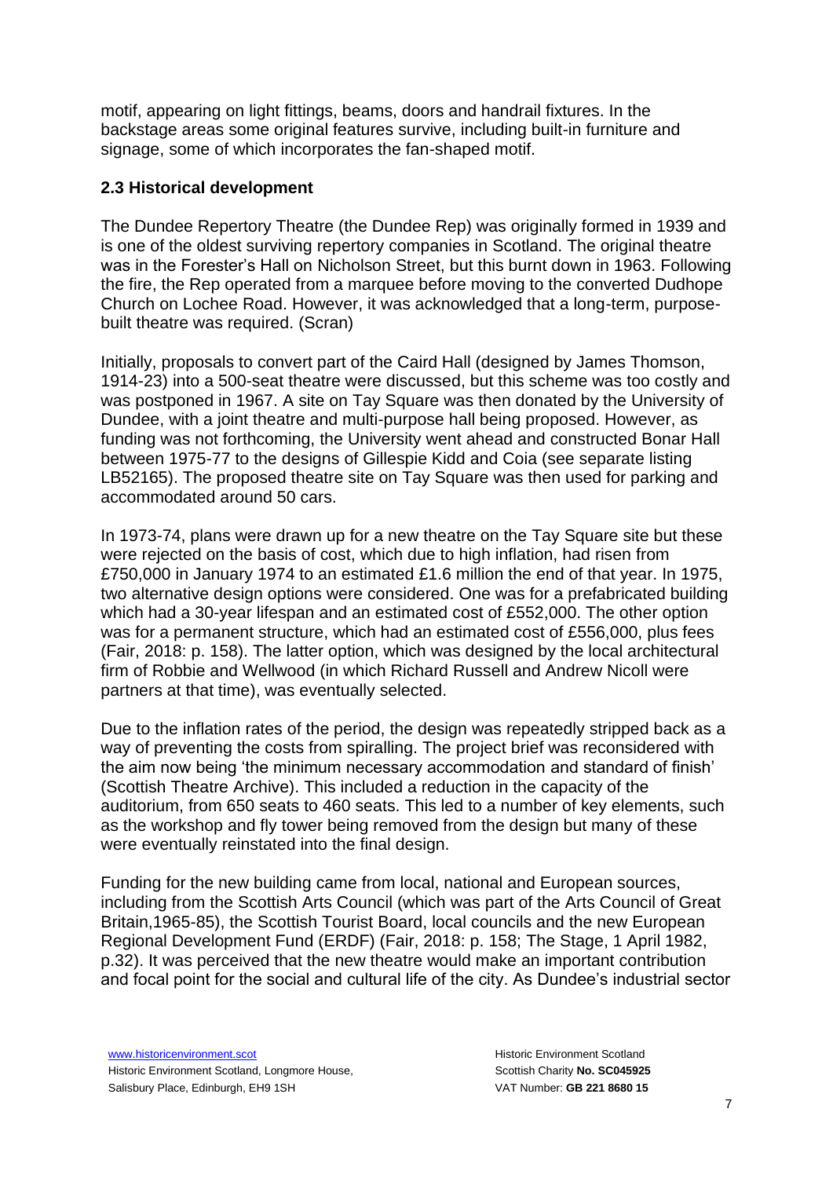motif, appearing on light fittings, beams, doors and handrail fixtures. In the backstage areas some original features survive, including built-in furniture and signage, some of which incorporates the fan-shaped motif.

### 2.3 Historical development

The Dundee Repertory Theatre (the Dundee Rep) was originally formed in 1939 and is one of the oldest surviving repertory companies in Scotland. The original theatre was in the Forester's Hall on Nicholson Street, but this burnt down in 1963. Following the fire, the Rep operated from a marquee before moving to the converted Dudhope Church on Lochee Road. However, it was acknowledged that a long-term, purpose-built theatre was required. (Scran)

Initially, proposals to convert part of the Caird Hall (designed by James Thomson, 1914-23) into a 500-seat theatre were discussed, but this scheme was too costly and was postponed in 1967. A site on Tay Square was then donated by the University of Dundee, with a joint theatre and multi-purpose hall being proposed. However, as funding was not forthcoming, the University went ahead and constructed Bonar Hall between 1975-77 to the designs of Gillespie Kidd and Coia (see separate listing LB52165). The proposed theatre site on Tay Square was then used for parking and accommodated around 50 cars.

In 1973-74, plans were drawn up for a new theatre on the Tay Square site but these were rejected on the basis of cost, which due to high inflation, had risen from £750,000 in January 1974 to an estimated £1.6 million the end of that year. In 1975, two alternative design options were considered. One was for a prefabricated building which had a 30-year lifespan and an estimated cost of £552,000. The other option was for a permanent structure, which had an estimated cost of £556,000, plus fees (Fair, 2018: p. 158). The latter option, which was designed by the local architectural firm of Robbie and Wellwood (in which Richard Russell and Andrew Nicoll were partners at that time), was eventually selected.

Due to the inflation rates of the period, the design was repeatedly stripped back as a way of preventing the costs from spiralling. The project brief was reconsidered with the aim now being 'the minimum necessary accommodation and standard of finish' (Scottish Theatre Archive). This included a reduction in the capacity of the auditorium, from 650 seats to 460 seats. This led to a number of key elements, such as the workshop and fly tower being removed from the design but many of these were eventually reinstated into the final design.

Funding for the new building came from local, national and European sources, including from the Scottish Arts Council (which was part of the Arts Council of Great Britain,1965-85), the Scottish Tourist Board, local councils and the new European Regional Development Fund (ERDF) (Fair, 2018: p. 158; The Stage, 1 April 1982, p.32). It was perceived that the new theatre would make an important contribution and focal point for the social and cultural life of the city. As Dundee's industrial sector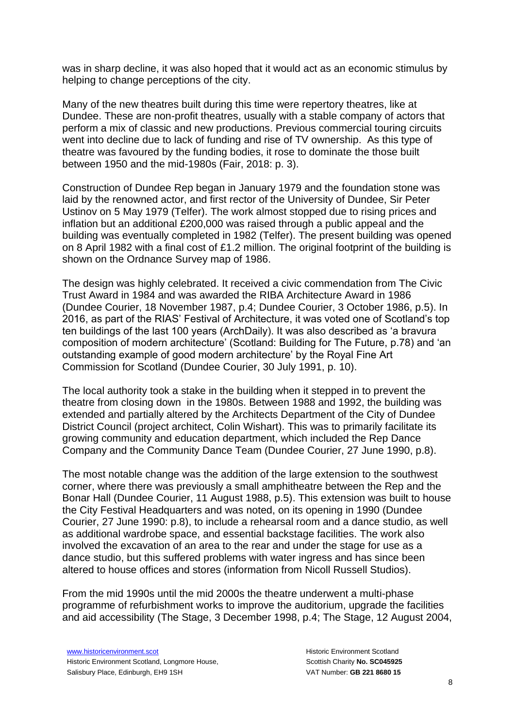was in sharp decline, it was also hoped that it would act as an economic stimulus by helping to change perceptions of the city.

Many of the new theatres built during this time were repertory theatres, like at Dundee. These are non-profit theatres, usually with a stable company of actors that perform a mix of classic and new productions. Previous commercial touring circuits went into decline due to lack of funding and rise of TV ownership. As this type of theatre was favoured by the funding bodies, it rose to dominate the those built between 1950 and the mid-1980s (Fair, 2018: p. 3).

Construction of Dundee Rep began in January 1979 and the foundation stone was laid by the renowned actor, and first rector of the University of Dundee, Sir Peter Ustinov on 5 May 1979 (Telfer). The work almost stopped due to rising prices and inflation but an additional £200,000 was raised through a public appeal and the building was eventually completed in 1982 (Telfer). The present building was opened on 8 April 1982 with a final cost of £1.2 million. The original footprint of the building is shown on the Ordnance Survey map of 1986.

The design was highly celebrated. It received a civic commendation from The Civic Trust Award in 1984 and was awarded the RIBA Architecture Award in 1986 (Dundee Courier, 18 November 1987, p.4; Dundee Courier, 3 October 1986, p.5). In 2016, as part of the RIAS' Festival of Architecture, it was voted one of Scotland's top ten buildings of the last 100 years (ArchDaily). It was also described as 'a bravura composition of modern architecture' (Scotland: Building for The Future, p.78) and 'an outstanding example of good modern architecture' by the Royal Fine Art Commission for Scotland (Dundee Courier, 30 July 1991, p. 10).

The local authority took a stake in the building when it stepped in to prevent the theatre from closing down in the 1980s. Between 1988 and 1992, the building was extended and partially altered by the Architects Department of the City of Dundee District Council (project architect, Colin Wishart). This was to primarily facilitate its growing community and education department, which included the Rep Dance Company and the Community Dance Team (Dundee Courier, 27 June 1990, p.8).

The most notable change was the addition of the large extension to the southwest corner, where there was previously a small amphitheatre between the Rep and the Bonar Hall (Dundee Courier, 11 August 1988, p.5). This extension was built to house the City Festival Headquarters and was noted, on its opening in 1990 (Dundee Courier, 27 June 1990: p.8), to include a rehearsal room and a dance studio, as well as additional wardrobe space, and essential backstage facilities. The work also involved the excavation of an area to the rear and under the stage for use as a dance studio, but this suffered problems with water ingress and has since been altered to house offices and stores (information from Nicoll Russell Studios).

From the mid 1990s until the mid 2000s the theatre underwent a multi-phase programme of refurbishment works to improve the auditorium, upgrade the facilities and aid accessibility (The Stage, 3 December 1998, p.4; The Stage, 12 August 2004,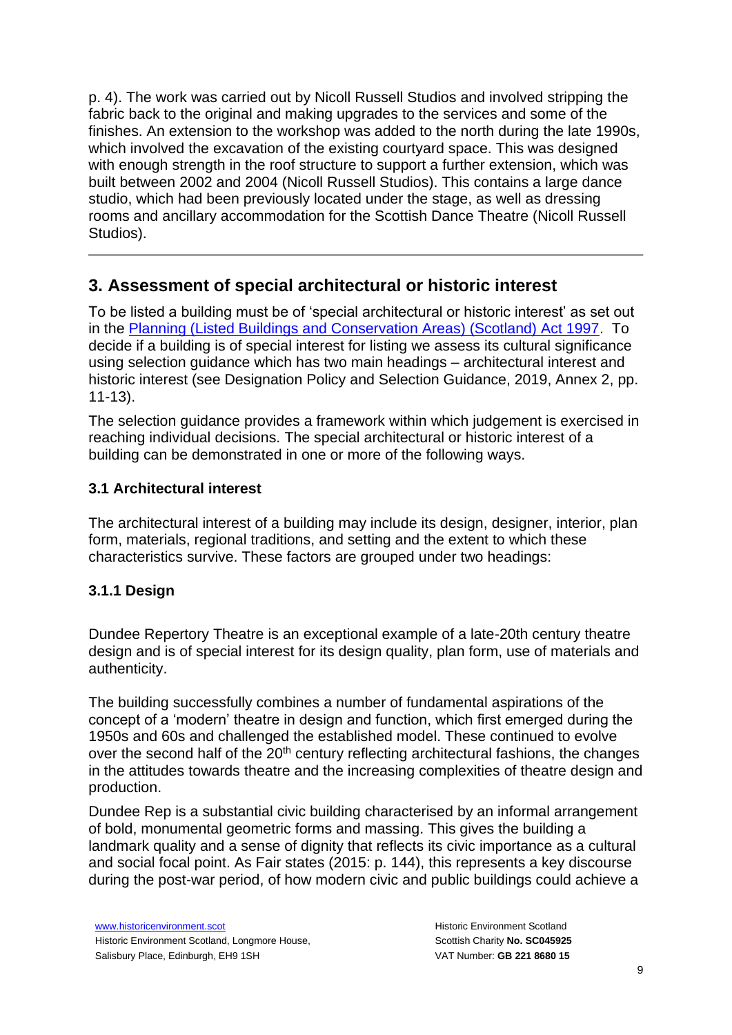p. 4). The work was carried out by Nicoll Russell Studios and involved stripping the fabric back to the original and making upgrades to the services and some of the finishes. An extension to the workshop was added to the north during the late 1990s, which involved the excavation of the existing courtyard space. This was designed with enough strength in the roof structure to support a further extension, which was built between 2002 and 2004 (Nicoll Russell Studios). This contains a large dance studio, which had been previously located under the stage, as well as dressing rooms and ancillary accommodation for the Scottish Dance Theatre (Nicoll Russell Studios).

---

## 3. Assessment of special architectural or historic interest

To be listed a building must be of 'special architectural or historic interest' as set out in the [Planning (Listed Buildings and Conservation Areas) (Scotland) Act 1997](). To decide if a building is of special interest for listing we assess its cultural significance using selection guidance which has two main headings – architectural interest and historic interest (see Designation Policy and Selection Guidance, 2019, Annex 2, pp. 11-13).

The selection guidance provides a framework within which judgement is exercised in reaching individual decisions. The special architectural or historic interest of a building can be demonstrated in one or more of the following ways.

### 3.1 Architectural interest

The architectural interest of a building may include its design, designer, interior, plan form, materials, regional traditions, and setting and the extent to which these characteristics survive. These factors are grouped under two headings:

#### 3.1.1 Design

Dundee Repertory Theatre is an exceptional example of a late-20th century theatre design and is of special interest for its design quality, plan form, use of materials and authenticity.

The building successfully combines a number of fundamental aspirations of the concept of a 'modern' theatre in design and function, which first emerged during the 1950s and 60s and challenged the established model. These continued to evolve over the second half of the 20th century reflecting architectural fashions, the changes in the attitudes towards theatre and the increasing complexities of theatre design and production.

Dundee Rep is a substantial civic building characterised by an informal arrangement of bold, monumental geometric forms and massing. This gives the building a landmark quality and a sense of dignity that reflects its civic importance as a cultural and social focal point. As Fair states (2015: p. 144), this represents a key discourse during the post-war period, of how modern civic and public buildings could achieve a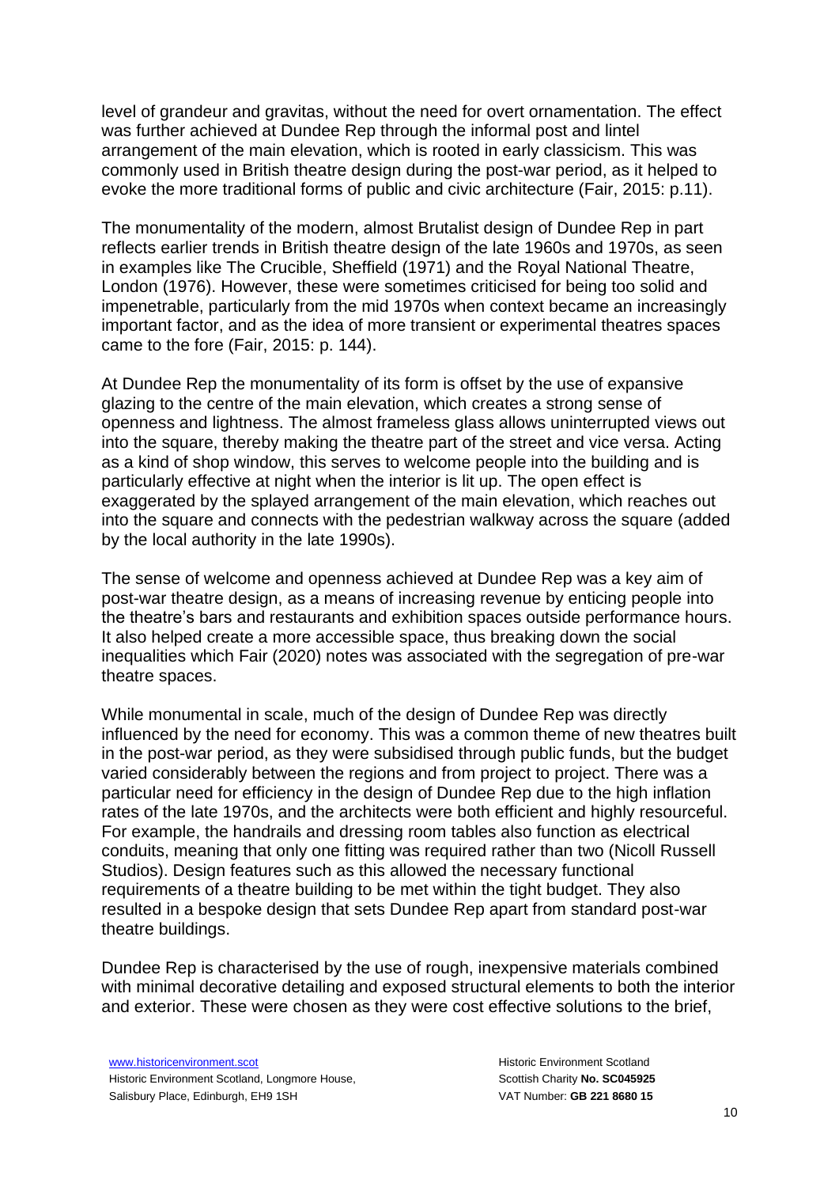level of grandeur and gravitas, without the need for overt ornamentation. The effect was further achieved at Dundee Rep through the informal post and lintel arrangement of the main elevation, which is rooted in early classicism. This was commonly used in British theatre design during the post-war period, as it helped to evoke the more traditional forms of public and civic architecture (Fair, 2015: p.11).

The monumentality of the modern, almost Brutalist design of Dundee Rep in part reflects earlier trends in British theatre design of the late 1960s and 1970s, as seen in examples like The Crucible, Sheffield (1971) and the Royal National Theatre, London (1976). However, these were sometimes criticised for being too solid and impenetrable, particularly from the mid 1970s when context became an increasingly important factor, and as the idea of more transient or experimental theatres spaces came to the fore (Fair, 2015: p. 144).

At Dundee Rep the monumentality of its form is offset by the use of expansive glazing to the centre of the main elevation, which creates a strong sense of openness and lightness. The almost frameless glass allows uninterrupted views out into the square, thereby making the theatre part of the street and vice versa. Acting as a kind of shop window, this serves to welcome people into the building and is particularly effective at night when the interior is lit up. The open effect is exaggerated by the splayed arrangement of the main elevation, which reaches out into the square and connects with the pedestrian walkway across the square (added by the local authority in the late 1990s).

The sense of welcome and openness achieved at Dundee Rep was a key aim of post-war theatre design, as a means of increasing revenue by enticing people into the theatre's bars and restaurants and exhibition spaces outside performance hours. It also helped create a more accessible space, thus breaking down the social inequalities which Fair (2020) notes was associated with the segregation of pre-war theatre spaces.

While monumental in scale, much of the design of Dundee Rep was directly influenced by the need for economy. This was a common theme of new theatres built in the post-war period, as they were subsidised through public funds, but the budget varied considerably between the regions and from project to project. There was a particular need for efficiency in the design of Dundee Rep due to the high inflation rates of the late 1970s, and the architects were both efficient and highly resourceful. For example, the handrails and dressing room tables also function as electrical conduits, meaning that only one fitting was required rather than two (Nicoll Russell Studios). Design features such as this allowed the necessary functional requirements of a theatre building to be met within the tight budget. They also resulted in a bespoke design that sets Dundee Rep apart from standard post-war theatre buildings.

Dundee Rep is characterised by the use of rough, inexpensive materials combined with minimal decorative detailing and exposed structural elements to both the interior and exterior. These were chosen as they were cost effective solutions to the brief,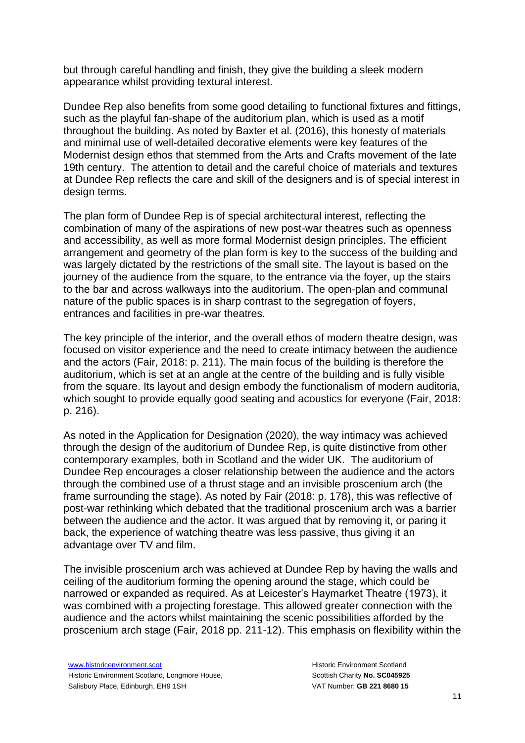but through careful handling and finish, they give the building a sleek modern appearance whilst providing textural interest.

Dundee Rep also benefits from some good detailing to functional fixtures and fittings, such as the playful fan-shape of the auditorium plan, which is used as a motif throughout the building. As noted by Baxter et al. (2016), this honesty of materials and minimal use of well-detailed decorative elements were key features of the Modernist design ethos that stemmed from the Arts and Crafts movement of the late 19th century. The attention to detail and the careful choice of materials and textures at Dundee Rep reflects the care and skill of the designers and is of special interest in design terms.

The plan form of Dundee Rep is of special architectural interest, reflecting the combination of many of the aspirations of new post-war theatres such as openness and accessibility, as well as more formal Modernist design principles. The efficient arrangement and geometry of the plan form is key to the success of the building and was largely dictated by the restrictions of the small site. The layout is based on the journey of the audience from the square, to the entrance via the foyer, up the stairs to the bar and across walkways into the auditorium. The open-plan and communal nature of the public spaces is in sharp contrast to the segregation of foyers, entrances and facilities in pre-war theatres.

The key principle of the interior, and the overall ethos of modern theatre design, was focused on visitor experience and the need to create intimacy between the audience and the actors (Fair, 2018: p. 211). The main focus of the building is therefore the auditorium, which is set at an angle at the centre of the building and is fully visible from the square. Its layout and design embody the functionalism of modern auditoria, which sought to provide equally good seating and acoustics for everyone (Fair, 2018: p. 216).

As noted in the Application for Designation (2020), the way intimacy was achieved through the design of the auditorium of Dundee Rep, is quite distinctive from other contemporary examples, both in Scotland and the wider UK. The auditorium of Dundee Rep encourages a closer relationship between the audience and the actors through the combined use of a thrust stage and an invisible proscenium arch (the frame surrounding the stage). As noted by Fair (2018: p. 178), this was reflective of post-war rethinking which debated that the traditional proscenium arch was a barrier between the audience and the actor. It was argued that by removing it, or paring it back, the experience of watching theatre was less passive, thus giving it an advantage over TV and film.

The invisible proscenium arch was achieved at Dundee Rep by having the walls and ceiling of the auditorium forming the opening around the stage, which could be narrowed or expanded as required. As at Leicester's Haymarket Theatre (1973), it was combined with a projecting forestage. This allowed greater connection with the audience and the actors whilst maintaining the scenic possibilities afforded by the proscenium arch stage (Fair, 2018 pp. 211-12). This emphasis on flexibility within the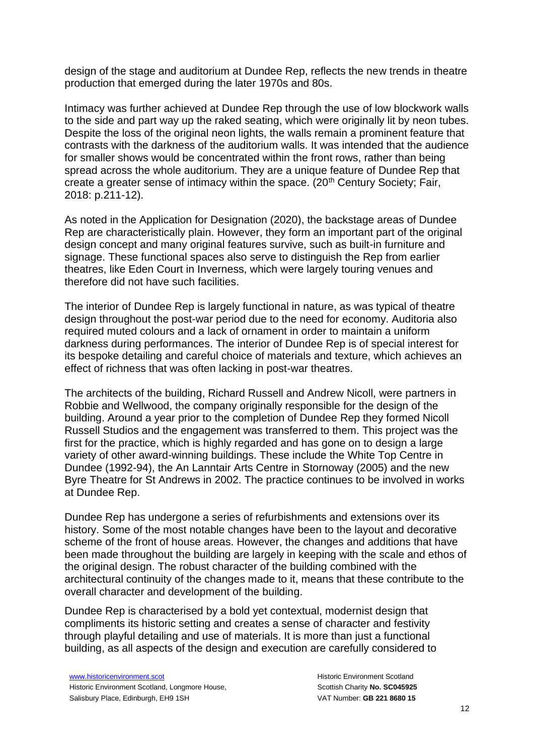design of the stage and auditorium at Dundee Rep, reflects the new trends in theatre production that emerged during the later 1970s and 80s.

Intimacy was further achieved at Dundee Rep through the use of low blockwork walls to the side and part way up the raked seating, which were originally lit by neon tubes. Despite the loss of the original neon lights, the walls remain a prominent feature that contrasts with the darkness of the auditorium walls. It was intended that the audience for smaller shows would be concentrated within the front rows, rather than being spread across the whole auditorium. They are a unique feature of Dundee Rep that create a greater sense of intimacy within the space. (20th Century Society; Fair, 2018: p.211-12).

As noted in the Application for Designation (2020), the backstage areas of Dundee Rep are characteristically plain. However, they form an important part of the original design concept and many original features survive, such as built-in furniture and signage. These functional spaces also serve to distinguish the Rep from earlier theatres, like Eden Court in Inverness, which were largely touring venues and therefore did not have such facilities.

The interior of Dundee Rep is largely functional in nature, as was typical of theatre design throughout the post-war period due to the need for economy. Auditoria also required muted colours and a lack of ornament in order to maintain a uniform darkness during performances. The interior of Dundee Rep is of special interest for its bespoke detailing and careful choice of materials and texture, which achieves an effect of richness that was often lacking in post-war theatres.

The architects of the building, Richard Russell and Andrew Nicoll, were partners in Robbie and Wellwood, the company originally responsible for the design of the building. Around a year prior to the completion of Dundee Rep they formed Nicoll Russell Studios and the engagement was transferred to them. This project was the first for the practice, which is highly regarded and has gone on to design a large variety of other award-winning buildings. These include the White Top Centre in Dundee (1992-94), the An Lanntair Arts Centre in Stornoway (2005) and the new Byre Theatre for St Andrews in 2002. The practice continues to be involved in works at Dundee Rep.

Dundee Rep has undergone a series of refurbishments and extensions over its history. Some of the most notable changes have been to the layout and decorative scheme of the front of house areas. However, the changes and additions that have been made throughout the building are largely in keeping with the scale and ethos of the original design. The robust character of the building combined with the architectural continuity of the changes made to it, means that these contribute to the overall character and development of the building.

Dundee Rep is characterised by a bold yet contextual, modernist design that compliments its historic setting and creates a sense of character and festivity through playful detailing and use of materials. It is more than just a functional building, as all aspects of the design and execution are carefully considered to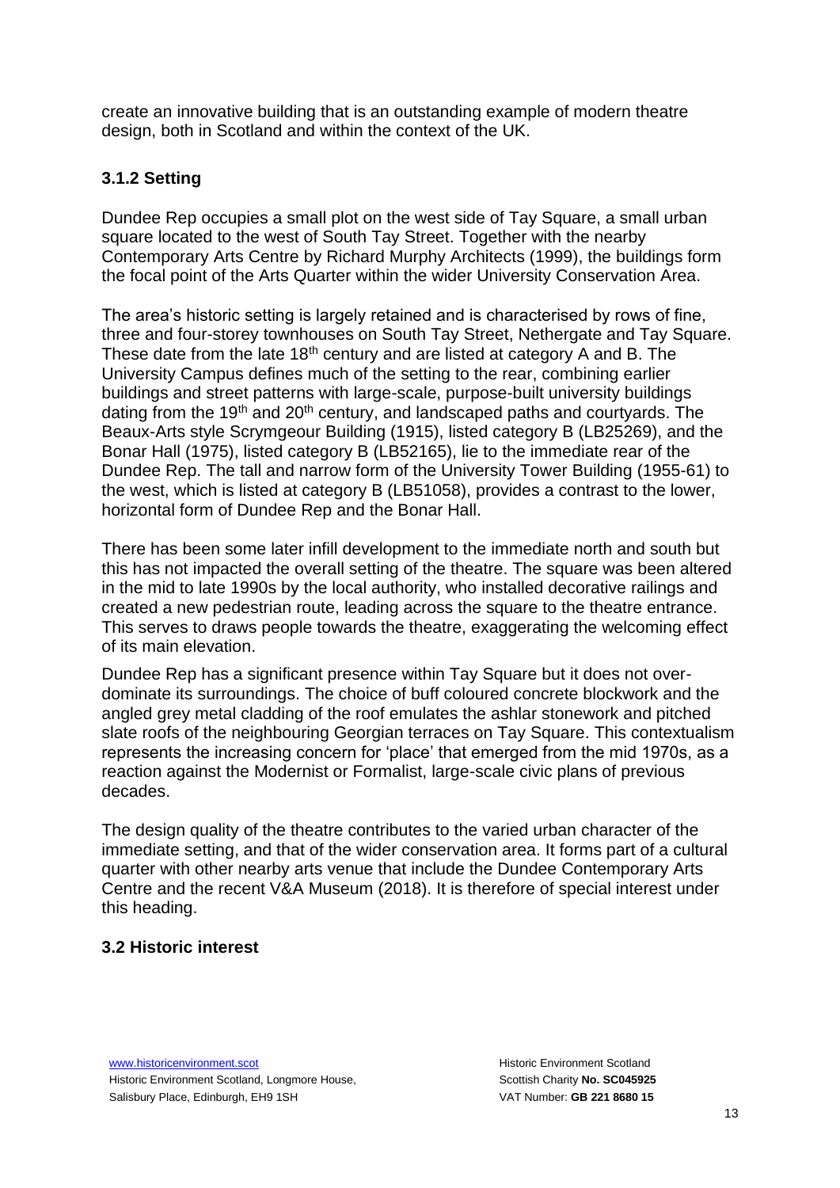create an innovative building that is an outstanding example of modern theatre design, both in Scotland and within the context of the UK.

### 3.1.2 Setting

Dundee Rep occupies a small plot on the west side of Tay Square, a small urban square located to the west of South Tay Street. Together with the nearby Contemporary Arts Centre by Richard Murphy Architects (1999), the buildings form the focal point of the Arts Quarter within the wider University Conservation Area.

The area's historic setting is largely retained and is characterised by rows of fine, three and four-storey townhouses on South Tay Street, Nethergate and Tay Square. These date from the late 18th century and are listed at category A and B. The University Campus defines much of the setting to the rear, combining earlier buildings and street patterns with large-scale, purpose-built university buildings dating from the 19th and 20th century, and landscaped paths and courtyards. The Beaux-Arts style Scrymgeour Building (1915), listed category B (LB25269), and the Bonar Hall (1975), listed category B (LB52165), lie to the immediate rear of the Dundee Rep. The tall and narrow form of the University Tower Building (1955-61) to the west, which is listed at category B (LB51058), provides a contrast to the lower, horizontal form of Dundee Rep and the Bonar Hall.

There has been some later infill development to the immediate north and south but this has not impacted the overall setting of the theatre. The square was been altered in the mid to late 1990s by the local authority, who installed decorative railings and created a new pedestrian route, leading across the square to the theatre entrance. This serves to draws people towards the theatre, exaggerating the welcoming effect of its main elevation.

Dundee Rep has a significant presence within Tay Square but it does not over-dominate its surroundings. The choice of buff coloured concrete blockwork and the angled grey metal cladding of the roof emulates the ashlar stonework and pitched slate roofs of the neighbouring Georgian terraces on Tay Square. This contextualism represents the increasing concern for 'place' that emerged from the mid 1970s, as a reaction against the Modernist or Formalist, large-scale civic plans of previous decades.

The design quality of the theatre contributes to the varied urban character of the immediate setting, and that of the wider conservation area. It forms part of a cultural quarter with other nearby arts venue that include the Dundee Contemporary Arts Centre and the recent V&A Museum (2018). It is therefore of special interest under this heading.

## 3.2 Historic interest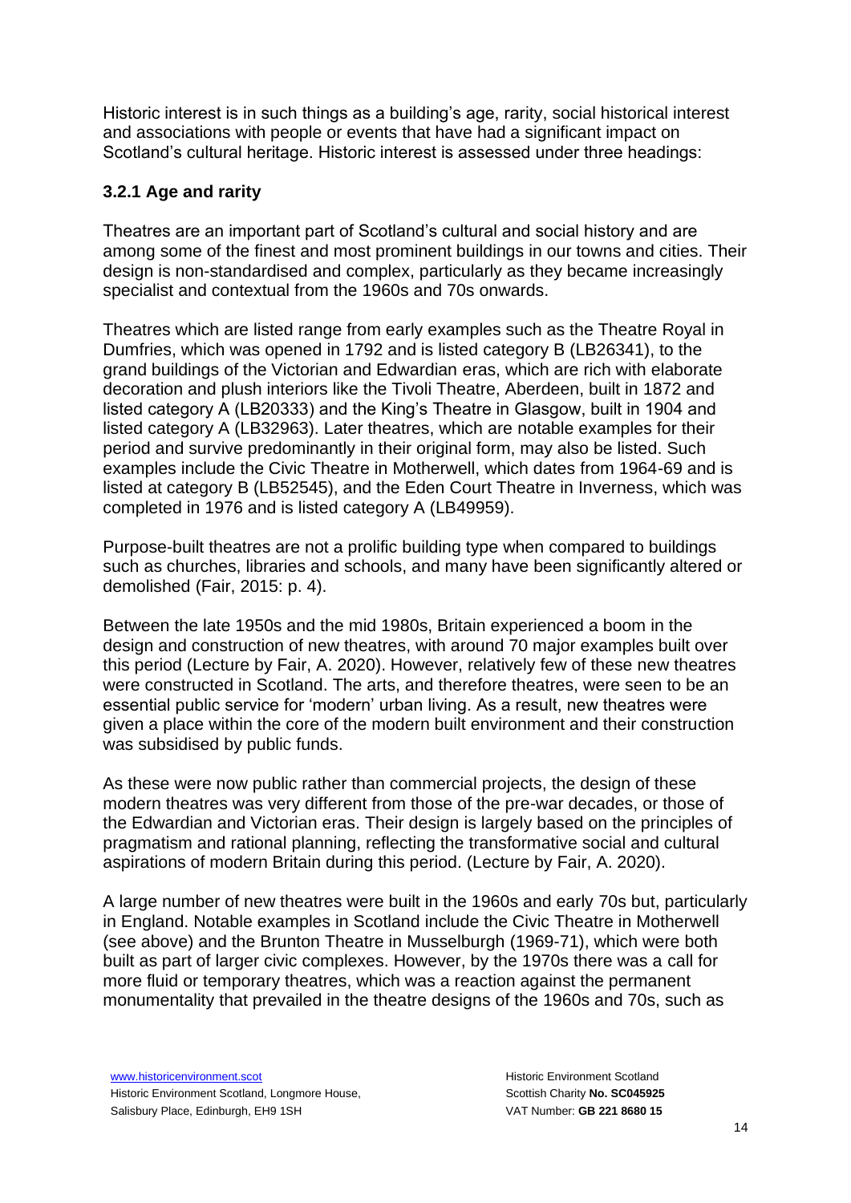Historic interest is in such things as a building's age, rarity, social historical interest and associations with people or events that have had a significant impact on Scotland's cultural heritage. Historic interest is assessed under three headings:

### 3.2.1 Age and rarity

Theatres are an important part of Scotland's cultural and social history and are among some of the finest and most prominent buildings in our towns and cities. Their design is non-standardised and complex, particularly as they became increasingly specialist and contextual from the 1960s and 70s onwards.

Theatres which are listed range from early examples such as the Theatre Royal in Dumfries, which was opened in 1792 and is listed category B (LB26341), to the grand buildings of the Victorian and Edwardian eras, which are rich with elaborate decoration and plush interiors like the Tivoli Theatre, Aberdeen, built in 1872 and listed category A (LB20333) and the King's Theatre in Glasgow, built in 1904 and listed category A (LB32963). Later theatres, which are notable examples for their period and survive predominantly in their original form, may also be listed. Such examples include the Civic Theatre in Motherwell, which dates from 1964-69 and is listed at category B (LB52545), and the Eden Court Theatre in Inverness, which was completed in 1976 and is listed category A (LB49959).

Purpose-built theatres are not a prolific building type when compared to buildings such as churches, libraries and schools, and many have been significantly altered or demolished (Fair, 2015: p. 4).

Between the late 1950s and the mid 1980s, Britain experienced a boom in the design and construction of new theatres, with around 70 major examples built over this period (Lecture by Fair, A. 2020). However, relatively few of these new theatres were constructed in Scotland. The arts, and therefore theatres, were seen to be an essential public service for 'modern' urban living. As a result, new theatres were given a place within the core of the modern built environment and their construction was subsidised by public funds.

As these were now public rather than commercial projects, the design of these modern theatres was very different from those of the pre-war decades, or those of the Edwardian and Victorian eras. Their design is largely based on the principles of pragmatism and rational planning, reflecting the transformative social and cultural aspirations of modern Britain during this period. (Lecture by Fair, A. 2020).

A large number of new theatres were built in the 1960s and early 70s but, particularly in England. Notable examples in Scotland include the Civic Theatre in Motherwell (see above) and the Brunton Theatre in Musselburgh (1969-71), which were both built as part of larger civic complexes. However, by the 1970s there was a call for more fluid or temporary theatres, which was a reaction against the permanent monumentality that prevailed in the theatre designs of the 1960s and 70s, such as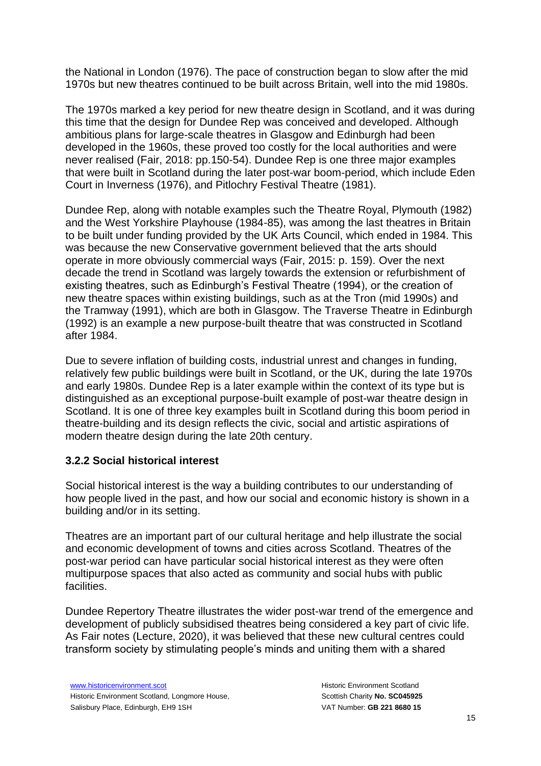the National in London (1976). The pace of construction began to slow after the mid 1970s but new theatres continued to be built across Britain, well into the mid 1980s.

The 1970s marked a key period for new theatre design in Scotland, and it was during this time that the design for Dundee Rep was conceived and developed. Although ambitious plans for large-scale theatres in Glasgow and Edinburgh had been developed in the 1960s, these proved too costly for the local authorities and were never realised (Fair, 2018: pp.150-54). Dundee Rep is one three major examples that were built in Scotland during the later post-war boom-period, which include Eden Court in Inverness (1976), and Pitlochry Festival Theatre (1981).

Dundee Rep, along with notable examples such the Theatre Royal, Plymouth (1982) and the West Yorkshire Playhouse (1984-85), was among the last theatres in Britain to be built under funding provided by the UK Arts Council, which ended in 1984. This was because the new Conservative government believed that the arts should operate in more obviously commercial ways (Fair, 2015: p. 159). Over the next decade the trend in Scotland was largely towards the extension or refurbishment of existing theatres, such as Edinburgh's Festival Theatre (1994), or the creation of new theatre spaces within existing buildings, such as at the Tron (mid 1990s) and the Tramway (1991), which are both in Glasgow. The Traverse Theatre in Edinburgh (1992) is an example a new purpose-built theatre that was constructed in Scotland after 1984.

Due to severe inflation of building costs, industrial unrest and changes in funding, relatively few public buildings were built in Scotland, or the UK, during the late 1970s and early 1980s. Dundee Rep is a later example within the context of its type but is distinguished as an exceptional purpose-built example of post-war theatre design in Scotland. It is one of three key examples built in Scotland during this boom period in theatre-building and its design reflects the civic, social and artistic aspirations of modern theatre design during the late 20th century.

### 3.2.2 Social historical interest

Social historical interest is the way a building contributes to our understanding of how people lived in the past, and how our social and economic history is shown in a building and/or in its setting.

Theatres are an important part of our cultural heritage and help illustrate the social and economic development of towns and cities across Scotland. Theatres of the post-war period can have particular social historical interest as they were often multipurpose spaces that also acted as community and social hubs with public facilities.

Dundee Repertory Theatre illustrates the wider post-war trend of the emergence and development of publicly subsidised theatres being considered a key part of civic life. As Fair notes (Lecture, 2020), it was believed that these new cultural centres could transform society by stimulating people's minds and uniting them with a shared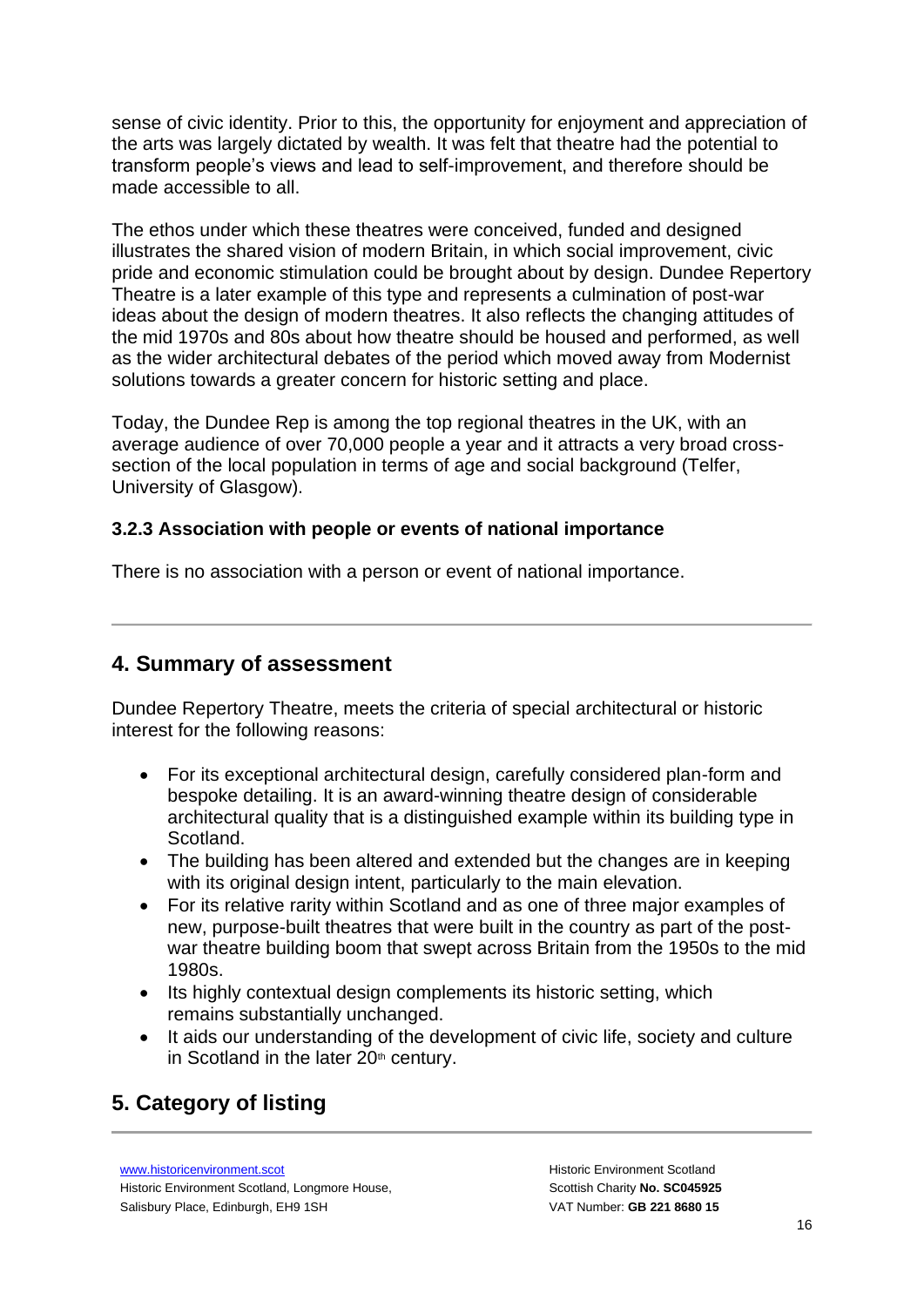sense of civic identity. Prior to this, the opportunity for enjoyment and appreciation of the arts was largely dictated by wealth. It was felt that theatre had the potential to transform people's views and lead to self-improvement, and therefore should be made accessible to all.

The ethos under which these theatres were conceived, funded and designed illustrates the shared vision of modern Britain, in which social improvement, civic pride and economic stimulation could be brought about by design. Dundee Repertory Theatre is a later example of this type and represents a culmination of post-war ideas about the design of modern theatres. It also reflects the changing attitudes of the mid 1970s and 80s about how theatre should be housed and performed, as well as the wider architectural debates of the period which moved away from Modernist solutions towards a greater concern for historic setting and place.

Today, the Dundee Rep is among the top regional theatres in the UK, with an average audience of over 70,000 people a year and it attracts a very broad cross-section of the local population in terms of age and social background (Telfer, University of Glasgow).

### 3.2.3 Association with people or events of national importance

There is no association with a person or event of national importance.

---

## 4. Summary of assessment

Dundee Repertory Theatre, meets the criteria of special architectural or historic interest for the following reasons:

- For its exceptional architectural design, carefully considered plan-form and bespoke detailing. It is an award-winning theatre design of considerable architectural quality that is a distinguished example within its building type in Scotland.
- The building has been altered and extended but the changes are in keeping with its original design intent, particularly to the main elevation.
- For its relative rarity within Scotland and as one of three major examples of new, purpose-built theatres that were built in the country as part of the post-war theatre building boom that swept across Britain from the 1950s to the mid 1980s.
- Its highly contextual design complements its historic setting, which remains substantially unchanged.
- It aids our understanding of the development of civic life, society and culture in Scotland in the later 20th century.

## 5. Category of listing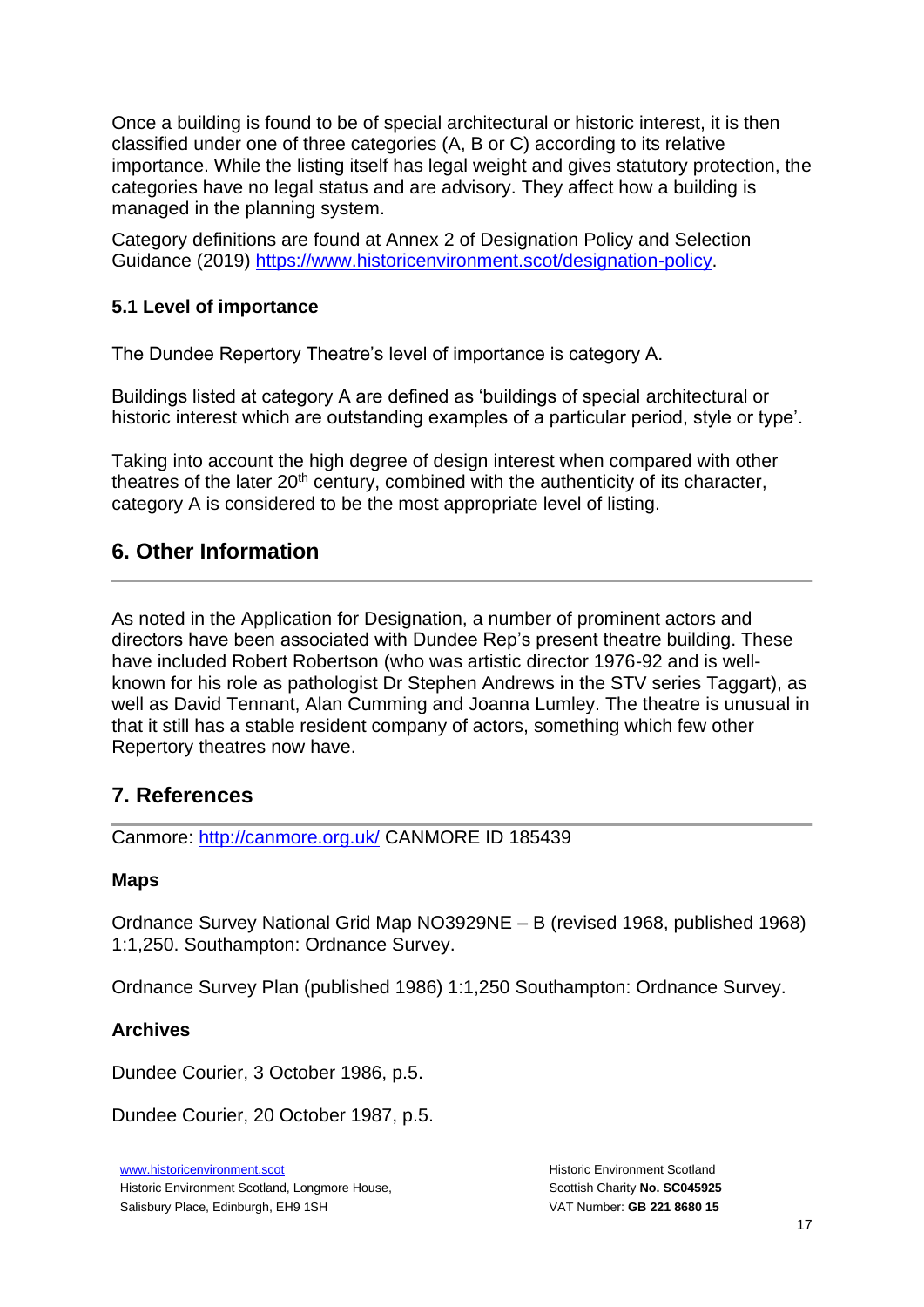Once a building is found to be of special architectural or historic interest, it is then classified under one of three categories (A, B or C) according to its relative importance. While the listing itself has legal weight and gives statutory protection, the categories have no legal status and are advisory. They affect how a building is managed in the planning system.

Category definitions are found at Annex 2 of Designation Policy and Selection Guidance (2019) https://www.historicenvironment.scot/designation-policy.

### 5.1 Level of importance

The Dundee Repertory Theatre's level of importance is category A.

Buildings listed at category A are defined as 'buildings of special architectural or historic interest which are outstanding examples of a particular period, style or type'.

Taking into account the high degree of design interest when compared with other theatres of the later 20th century, combined with the authenticity of its character, category A is considered to be the most appropriate level of listing.

## 6. Other Information

As noted in the Application for Designation, a number of prominent actors and directors have been associated with Dundee Rep's present theatre building. These have included Robert Robertson (who was artistic director 1976-92 and is well-known for his role as pathologist Dr Stephen Andrews in the STV series Taggart), as well as David Tennant, Alan Cumming and Joanna Lumley. The theatre is unusual in that it still has a stable resident company of actors, something which few other Repertory theatres now have.

## 7. References

Canmore: http://canmore.org.uk/ CANMORE ID 185439

**Maps**

Ordnance Survey National Grid Map NO3929NE – B (revised 1968, published 1968) 1:1,250. Southampton: Ordnance Survey.

Ordnance Survey Plan (published 1986) 1:1,250 Southampton: Ordnance Survey.

**Archives**

Dundee Courier, 3 October 1986, p.5.

Dundee Courier, 20 October 1987, p.5.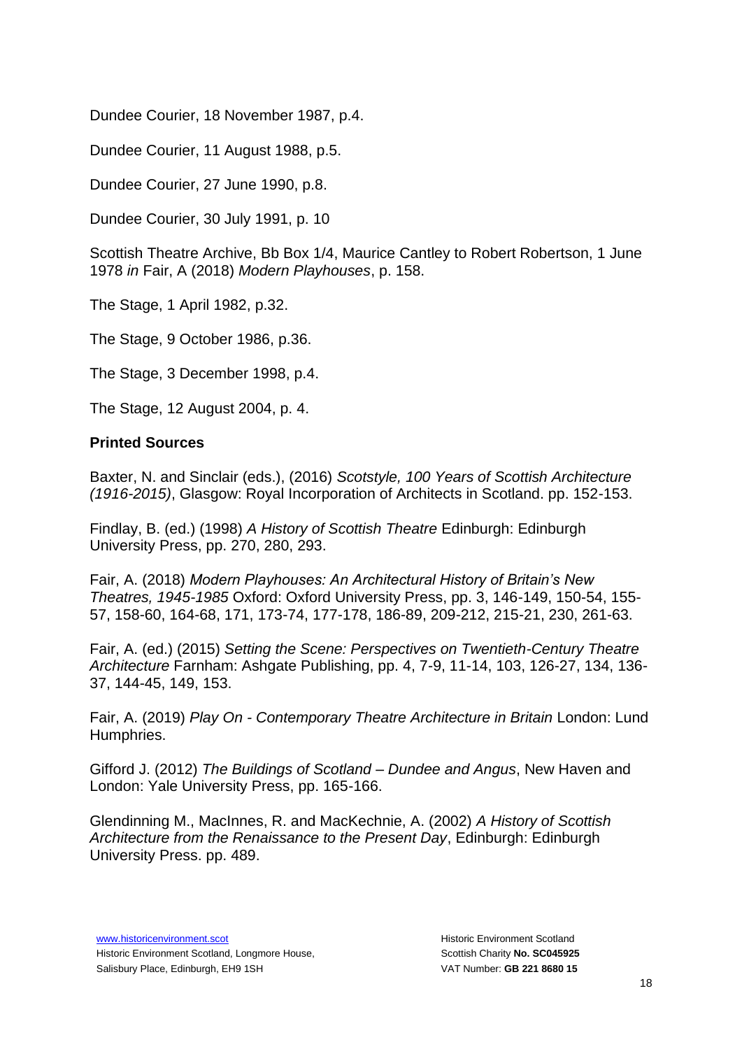Dundee Courier, 18 November 1987, p.4.

Dundee Courier, 11 August 1988, p.5.

Dundee Courier, 27 June 1990, p.8.

Dundee Courier, 30 July 1991, p. 10

Scottish Theatre Archive, Bb Box 1/4, Maurice Cantley to Robert Robertson, 1 June 1978 *in* Fair, A (2018) *Modern Playhouses*, p. 158.

The Stage, 1 April 1982, p.32.

The Stage, 9 October 1986, p.36.

The Stage, 3 December 1998, p.4.

The Stage, 12 August 2004, p. 4.

**Printed Sources**

Baxter, N. and Sinclair (eds.), (2016) *Scotstyle, 100 Years of Scottish Architecture (1916-2015)*, Glasgow: Royal Incorporation of Architects in Scotland. pp. 152-153.

Findlay, B. (ed.) (1998) *A History of Scottish Theatre* Edinburgh: Edinburgh University Press, pp. 270, 280, 293.

Fair, A. (2018) *Modern Playhouses: An Architectural History of Britain's New Theatres, 1945-1985* Oxford: Oxford University Press, pp. 3, 146-149, 150-54, 155-57, 158-60, 164-68, 171, 173-74, 177-178, 186-89, 209-212, 215-21, 230, 261-63.

Fair, A. (ed.) (2015) *Setting the Scene: Perspectives on Twentieth-Century Theatre Architecture* Farnham: Ashgate Publishing, pp. 4, 7-9, 11-14, 103, 126-27, 134, 136-37, 144-45, 149, 153.

Fair, A. (2019) *Play On - Contemporary Theatre Architecture in Britain* London: Lund Humphries.

Gifford J. (2012) *The Buildings of Scotland – Dundee and Angus*, New Haven and London: Yale University Press, pp. 165-166.

Glendinning M., MacInnes, R. and MacKechnie, A. (2002) *A History of Scottish Architecture from the Renaissance to the Present Day*, Edinburgh: Edinburgh University Press. pp. 489.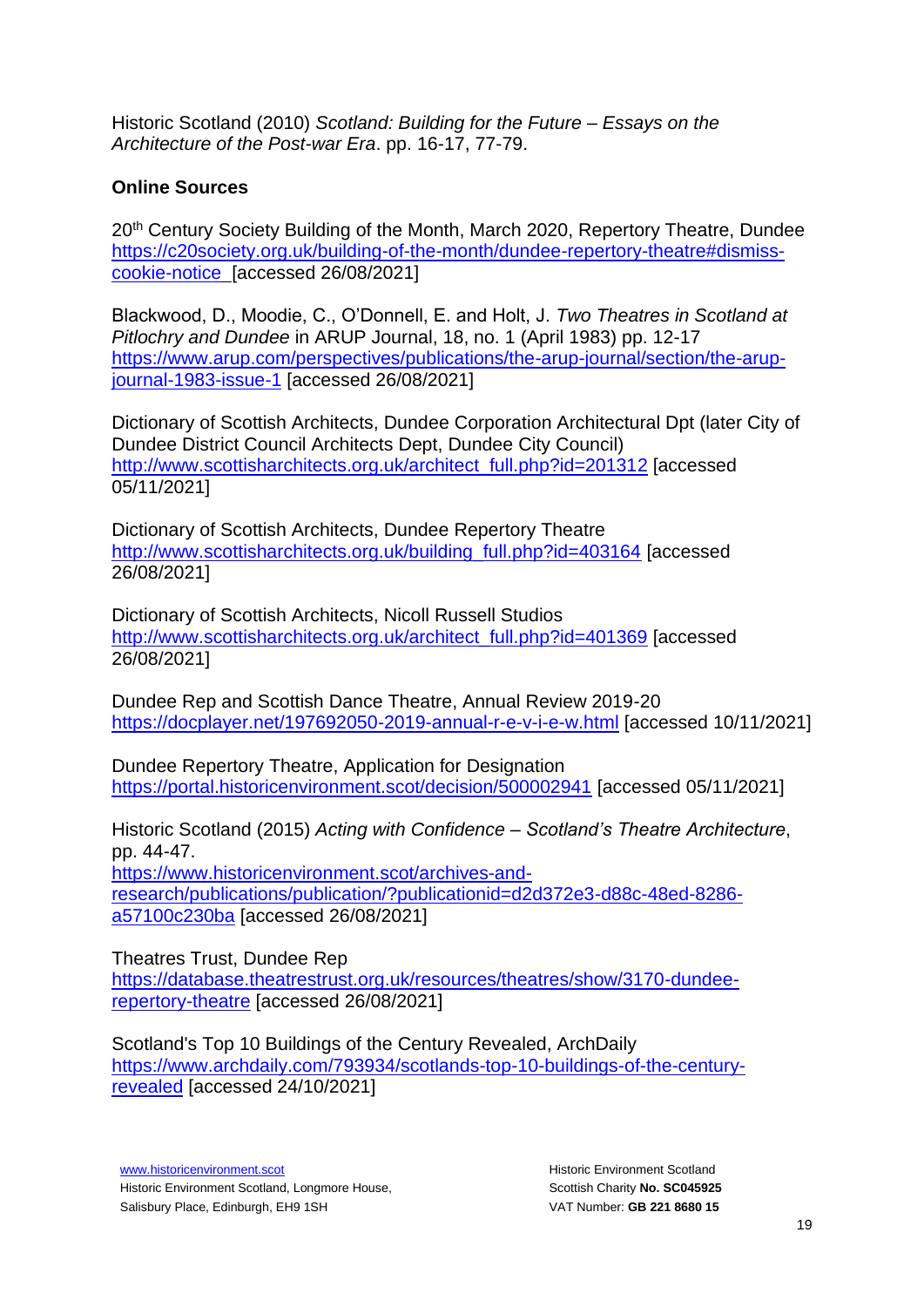Historic Scotland (2010) *Scotland: Building for the Future – Essays on the Architecture of the Post-war Era*. pp. 16-17, 77-79.

**Online Sources**

20th Century Society Building of the Month, March 2020, Repertory Theatre, Dundee https://c20society.org.uk/building-of-the-month/dundee-repertory-theatre#dismiss-cookie-notice [accessed 26/08/2021]

Blackwood, D., Moodie, C., O'Donnell, E. and Holt, J. *Two Theatres in Scotland at Pitlochry and Dundee* in ARUP Journal, 18, no. 1 (April 1983) pp. 12-17 https://www.arup.com/perspectives/publications/the-arup-journal/section/the-arup-journal-1983-issue-1 [accessed 26/08/2021]

Dictionary of Scottish Architects, Dundee Corporation Architectural Dpt (later City of Dundee District Council Architects Dept, Dundee City Council) http://www.scottisharchitects.org.uk/architect_full.php?id=201312 [accessed 05/11/2021]

Dictionary of Scottish Architects, Dundee Repertory Theatre http://www.scottisharchitects.org.uk/building_full.php?id=403164 [accessed 26/08/2021]

Dictionary of Scottish Architects, Nicoll Russell Studios http://www.scottisharchitects.org.uk/architect_full.php?id=401369 [accessed 26/08/2021]

Dundee Rep and Scottish Dance Theatre, Annual Review 2019-20 https://docplayer.net/197692050-2019-annual-r-e-v-i-e-w.html [accessed 10/11/2021]

Dundee Repertory Theatre, Application for Designation https://portal.historicenvironment.scot/decision/500002941 [accessed 05/11/2021]

Historic Scotland (2015) *Acting with Confidence – Scotland's Theatre Architecture*, pp. 44-47.
https://www.historicenvironment.scot/archives-and-research/publications/publication/?publicationid=d2d372e3-d88c-48ed-8286-a57100c230ba [accessed 26/08/2021]

Theatres Trust, Dundee Rep
https://database.theatrestrust.org.uk/resources/theatres/show/3170-dundee-repertory-theatre [accessed 26/08/2021]

Scotland's Top 10 Buildings of the Century Revealed, ArchDaily
https://www.archdaily.com/793934/scotlands-top-10-buildings-of-the-century-revealed [accessed 24/10/2021]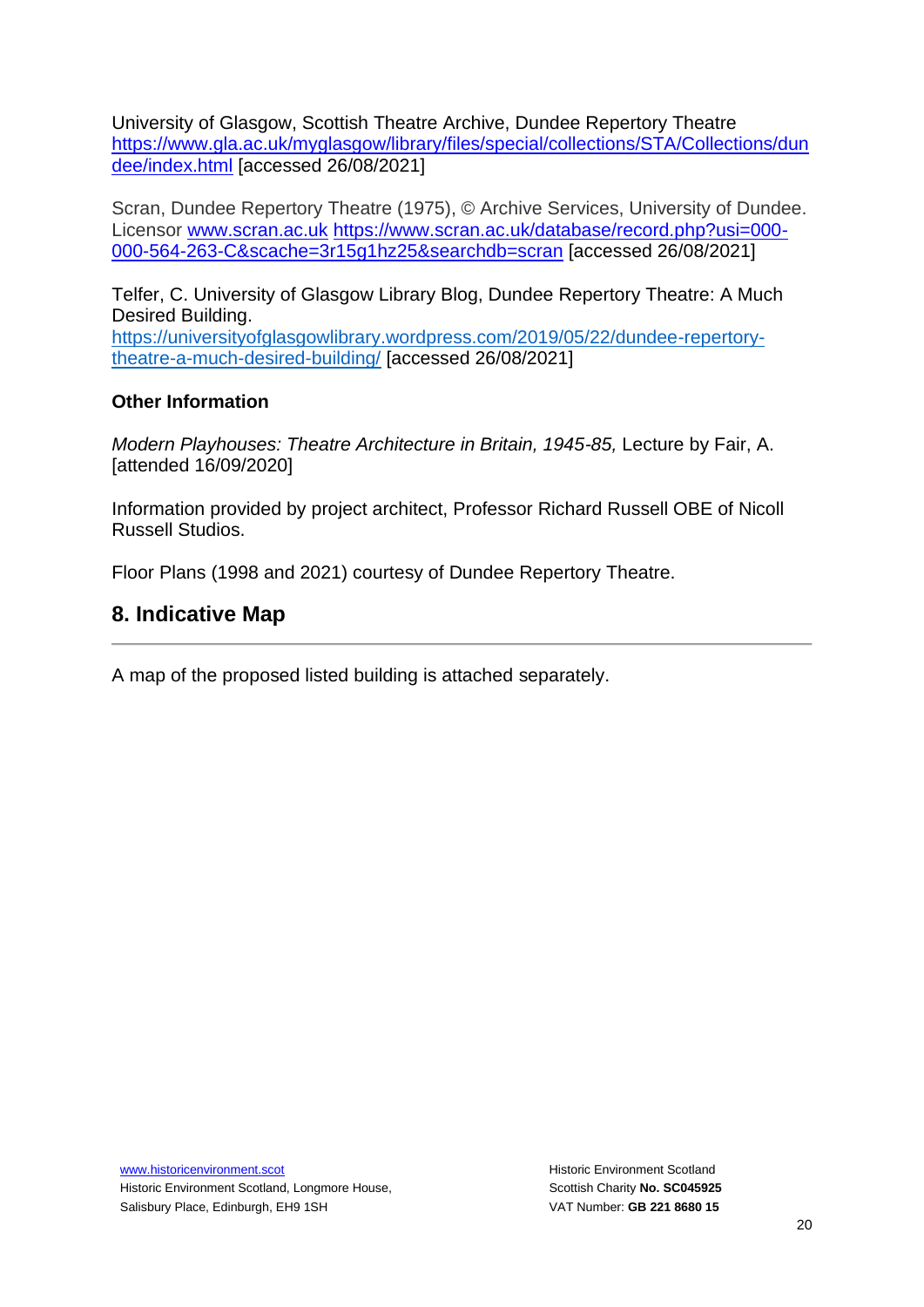University of Glasgow, Scottish Theatre Archive, Dundee Repertory Theatre https://www.gla.ac.uk/myglasgow/library/files/special/collections/STA/Collections/dundee/index.html [accessed 26/08/2021]

Scran, Dundee Repertory Theatre (1975), © Archive Services, University of Dundee. Licensor www.scran.ac.uk https://www.scran.ac.uk/database/record.php?usi=000-000-564-263-C&scache=3r15g1hz25&searchdb=scran [accessed 26/08/2021]

Telfer, C. University of Glasgow Library Blog, Dundee Repertory Theatre: A Much Desired Building. https://universityofglasgowlibrary.wordpress.com/2019/05/22/dundee-repertory-theatre-a-much-desired-building/ [accessed 26/08/2021]

**Other Information**

*Modern Playhouses: Theatre Architecture in Britain, 1945-85,* Lecture by Fair, A. [attended 16/09/2020]

Information provided by project architect, Professor Richard Russell OBE of Nicoll Russell Studios.

Floor Plans (1998 and 2021) courtesy of Dundee Repertory Theatre.

## 8. Indicative Map

A map of the proposed listed building is attached separately.